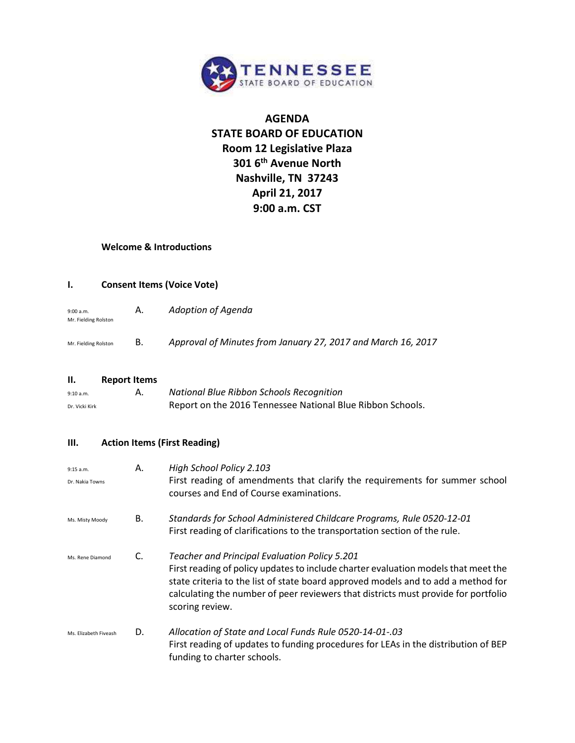# AGENDA
# STATE BOARD OF EDUCATION
## Room 12 Legislative Plaza
## 301 6th Avenue North
## Nashville, TN 37243
## April 21, 2017
## 9:00 a.m. CST

**Welcome & Introductions**

## I. Consent Items (Voice Vote)

9:00 a.m.
Mr. Fielding Rolston

A. *Adoption of Agenda*

Mr. Fielding Rolston

B. *Approval of Minutes from January 27, 2017 and March 16, 2017*

## II. Report Items

9:10 a.m.
Dr. Vicki Kirk

A. *National Blue Ribbon Schools Recognition*
Report on the 2016 Tennessee National Blue Ribbon Schools.

## III. Action Items (First Reading)

9:15 a.m.
Dr. Nakia Towns

A. *High School Policy 2.103*
First reading of amendments that clarify the requirements for summer school courses and End of Course examinations.

Ms. Misty Moody

B. *Standards for School Administered Childcare Programs, Rule 0520-12-01*
First reading of clarifications to the transportation section of the rule.

Ms. Rene Diamond

C. *Teacher and Principal Evaluation Policy 5.201*
First reading of policy updates to include charter evaluation models that meet the state criteria to the list of state board approved models and to add a method for calculating the number of peer reviewers that districts must provide for portfolio scoring review.

Ms. Elizabeth Fiveash

D. *Allocation of State and Local Funds Rule 0520-14-01-.03*
First reading of updates to funding procedures for LEAs in the distribution of BEP funding to charter schools.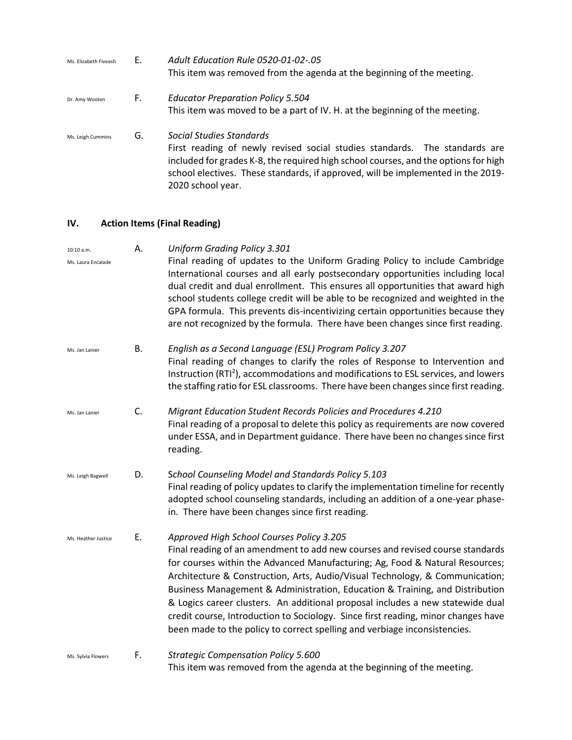Ms. Elizabeth Fiveash E. *Adult Education Rule 0520-01-02-.05*

This item was removed from the agenda at the beginning of the meeting.

Dr. Amy Wooten F. *Educator Preparation Policy 5.504*

This item was moved to be a part of IV. H. at the beginning of the meeting.

Ms. Leigh Cummins G. *Social Studies Standards*

First reading of newly revised social studies standards. The standards are included for grades K-8, the required high school courses, and the options for high school electives. These standards, if approved, will be implemented in the 2019-2020 school year.

## IV. Action Items (Final Reading)

10:10 a.m.

Ms. Laura Encalade A. *Uniform Grading Policy 3.301*

Final reading of updates to the Uniform Grading Policy to include Cambridge International courses and all early postsecondary opportunities including local dual credit and dual enrollment. This ensures all opportunities that award high school students college credit will be able to be recognized and weighted in the GPA formula. This prevents dis-incentivizing certain opportunities because they are not recognized by the formula. There have been changes since first reading.

Ms. Jan Lanier B. *English as a Second Language (ESL) Program Policy 3.207*

Final reading of changes to clarify the roles of Response to Intervention and Instruction ($RTI^2$), accommodations and modifications to ESL services, and lowers the staffing ratio for ESL classrooms. There have been changes since first reading.

Ms. Jan Lanier C. *Migrant Education Student Records Policies and Procedures 4.210*

Final reading of a proposal to delete this policy as requirements are now covered under ESSA, and in Department guidance. There have been no changes since first reading.

Ms. Leigh Bagwell D. *School Counseling Model and Standards Policy 5.103*

Final reading of policy updates to clarify the implementation timeline for recently adopted school counseling standards, including an addition of a one-year phase-in. There have been changes since first reading.

Ms. Heather Justice E. *Approved High School Courses Policy 3.205*

Final reading of an amendment to add new courses and revised course standards for courses within the Advanced Manufacturing; Ag, Food & Natural Resources; Architecture & Construction, Arts, Audio/Visual Technology, & Communication; Business Management & Administration, Education & Training, and Distribution & Logics career clusters. An additional proposal includes a new statewide dual credit course, Introduction to Sociology. Since first reading, minor changes have been made to the policy to correct spelling and verbiage inconsistencies.

Ms. Sylvia Flowers F. *Strategic Compensation Policy 5.600*

This item was removed from the agenda at the beginning of the meeting.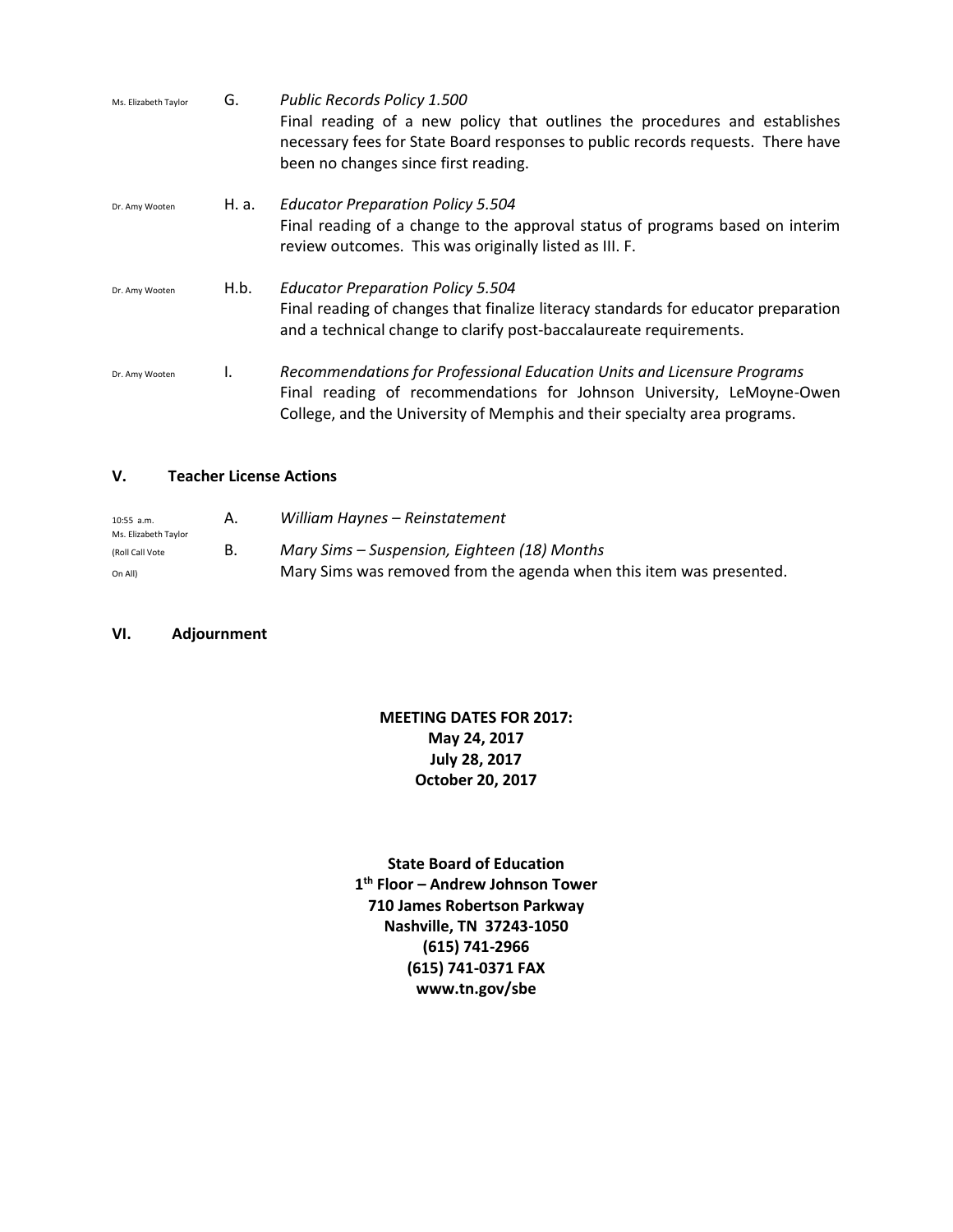Ms. Elizabeth Taylor G. *Public Records Policy 1.500*
Final reading of a new policy that outlines the procedures and establishes necessary fees for State Board responses to public records requests. There have been no changes since first reading.

Dr. Amy Wooten H. a. *Educator Preparation Policy 5.504*
Final reading of a change to the approval status of programs based on interim review outcomes. This was originally listed as III. F.

Dr. Amy Wooten H.b. *Educator Preparation Policy 5.504*
Final reading of changes that finalize literacy standards for educator preparation and a technical change to clarify post-baccalaureate requirements.

Dr. Amy Wooten I. *Recommendations for Professional Education Units and Licensure Programs*
Final reading of recommendations for Johnson University, LeMoyne-Owen College, and the University of Memphis and their specialty area programs.

## V. Teacher License Actions

10:55 a.m.
Ms. Elizabeth Taylor
(Roll Call Vote On All)

A. *William Haynes – Reinstatement*

B. *Mary Sims – Suspension, Eighteen (18) Months*
Mary Sims was removed from the agenda when this item was presented.

## VI. Adjournment

**MEETING DATES FOR 2017:**
**May 24, 2017**
**July 28, 2017**
**October 20, 2017**

**State Board of Education**
**1th Floor – Andrew Johnson Tower**
**710 James Robertson Parkway**
**Nashville, TN 37243-1050**
**(615) 741-2966**
**(615) 741-0371 FAX**
**www.tn.gov/sbe**